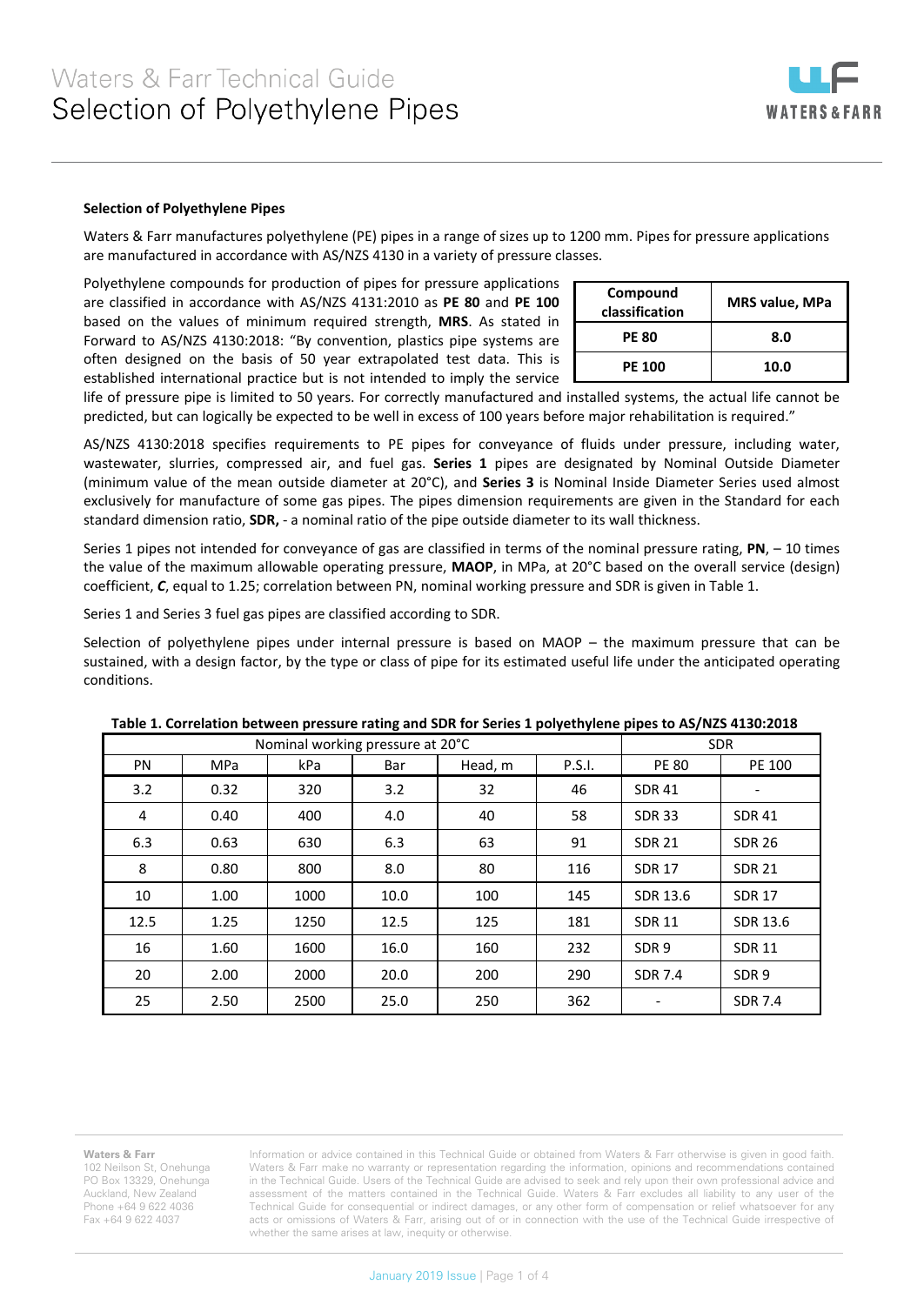# Waters & Farr Technical Guide
## Selection of Polyethylene Pipes

### Selection of Polyethylene Pipes

Waters & Farr manufactures polyethylene (PE) pipes in a range of sizes up to 1200 mm. Pipes for pressure applications are manufactured in accordance with AS/NZS 4130 in a variety of pressure classes.

Polyethylene compounds for production of pipes for pressure applications are classified in accordance with AS/NZS 4131:2010 as **PE 80** and **PE 100** based on the values of minimum required strength, **MRS**. As stated in Forward to AS/NZS 4130:2018: "By convention, plastics pipe systems are often designed on the basis of 50 year extrapolated test data. This is established international practice but is not intended to imply the service life of pressure pipe is limited to 50 years. For correctly manufactured and installed systems, the actual life cannot be predicted, but can logically be expected to be well in excess of 100 years before major rehabilitation is required."

| Compound classification | MRS value, MPa |
|---|---|
| **PE 80** | **8.0** |
| **PE 100** | **10.0** |

AS/NZS 4130:2018 specifies requirements to PE pipes for conveyance of fluids under pressure, including water, wastewater, slurries, compressed air, and fuel gas. **Series 1** pipes are designated by Nominal Outside Diameter (minimum value of the mean outside diameter at 20°C), and **Series 3** is Nominal Inside Diameter Series used almost exclusively for manufacture of some gas pipes. The pipes dimension requirements are given in the Standard for each standard dimension ratio, **SDR,** - a nominal ratio of the pipe outside diameter to its wall thickness.

Series 1 pipes not intended for conveyance of gas are classified in terms of the nominal pressure rating, **PN**, – 10 times the value of the maximum allowable operating pressure, **MAOP**, in MPa, at 20°C based on the overall service (design) coefficient, ***C***, equal to 1.25; correlation between PN, nominal working pressure and SDR is given in Table 1.

Series 1 and Series 3 fuel gas pipes are classified according to SDR.

Selection of polyethylene pipes under internal pressure is based on MAOP – the maximum pressure that can be sustained, with a design factor, by the type or class of pipe for its estimated useful life under the anticipated operating conditions.

**Table 1. Correlation between pressure rating and SDR for Series 1 polyethylene pipes to AS/NZS 4130:2018**

| Nominal working pressure at 20°C | | | | | | SDR | |
|---|---|---|---|---|---|---|---|
| PN | MPa | kPa | Bar | Head, m | P.S.I. | PE 80 | PE 100 |
| 3.2 | 0.32 | 320 | 3.2 | 32 | 46 | SDR 41 | - |
| 4 | 0.40 | 400 | 4.0 | 40 | 58 | SDR 33 | SDR 41 |
| 6.3 | 0.63 | 630 | 6.3 | 63 | 91 | SDR 21 | SDR 26 |
| 8 | 0.80 | 800 | 8.0 | 80 | 116 | SDR 17 | SDR 21 |
| 10 | 1.00 | 1000 | 10.0 | 100 | 145 | SDR 13.6 | SDR 17 |
| 12.5 | 1.25 | 1250 | 12.5 | 125 | 181 | SDR 11 | SDR 13.6 |
| 16 | 1.60 | 1600 | 16.0 | 160 | 232 | SDR 9 | SDR 11 |
| 20 | 2.00 | 2000 | 20.0 | 200 | 290 | SDR 7.4 | SDR 9 |
| 25 | 2.50 | 2500 | 25.0 | 250 | 362 | - | SDR 7.4 |

**Waters & Farr**
102 Neilson St, Onehunga
PO Box 13329, Onehunga
Auckland, New Zealand
Phone +64 9 622 4036
Fax +64 9 622 4037

Information or advice contained in this Technical Guide or obtained from Waters & Farr otherwise is given in good faith. Waters & Farr make no warranty or representation regarding the information, opinions and recommendations contained in the Technical Guide. Users of the Technical Guide are advised to seek and rely upon their own professional advice and assessment of the matters contained in the Technical Guide. Waters & Farr excludes all liability to any user of the Technical Guide for consequential or indirect damages, or any other form of compensation or relief whatsoever for any acts or omissions of Waters & Farr, arising out of or in connection with the use of the Technical Guide irrespective of whether the same arises at law, inequity or otherwise.

January 2019 Issue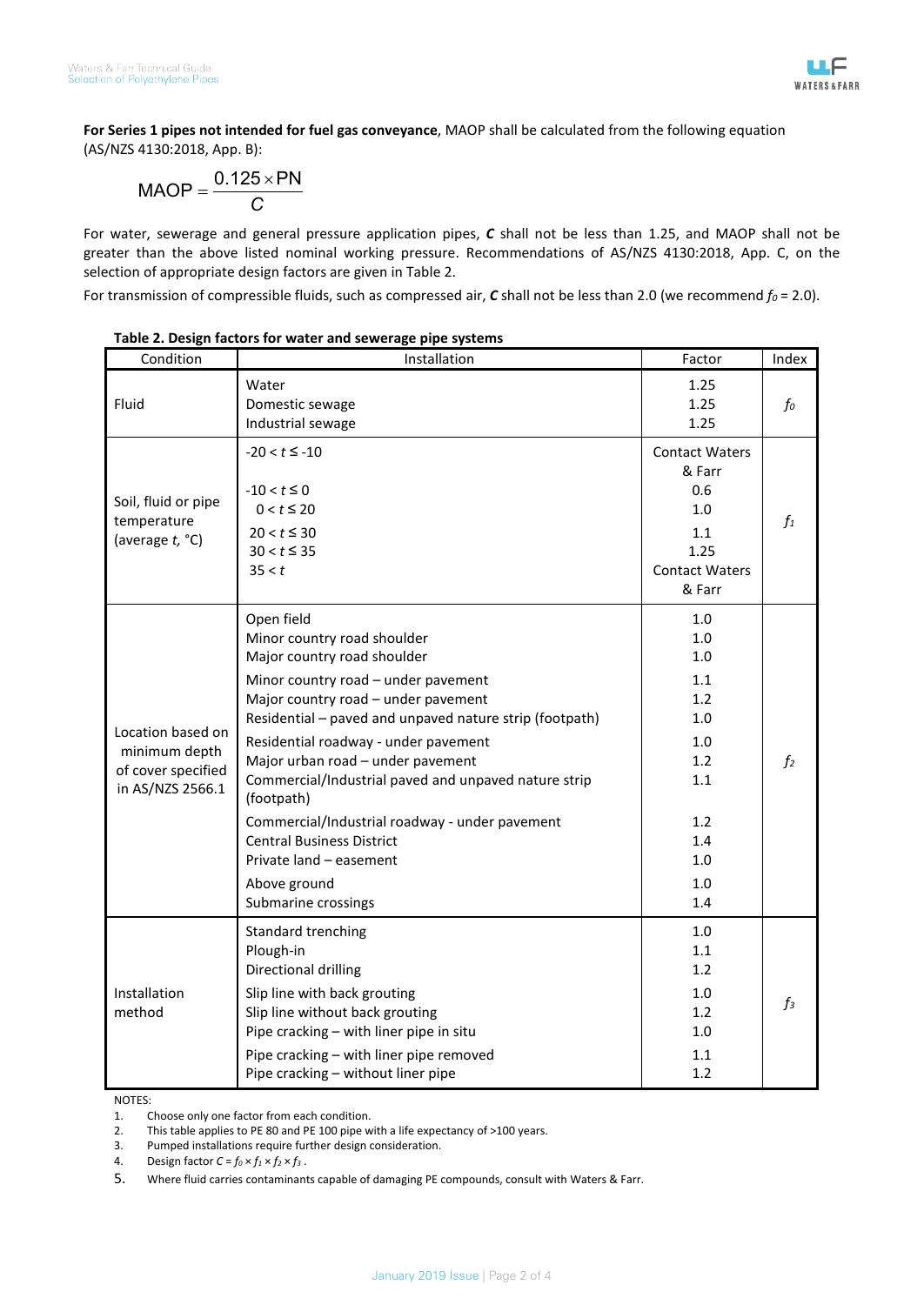**For Series 1 pipes not intended for fuel gas conveyance**, MAOP shall be calculated from the following equation (AS/NZS 4130:2018, App. B):

$$\mathrm{MAOP} = \frac{0.125 \times \mathrm{PN}}{C}$$

For water, sewerage and general pressure application pipes, ***C*** shall not be less than 1.25, and MAOP shall not be greater than the above listed nominal working pressure. Recommendations of AS/NZS 4130:2018, App. C, on the selection of appropriate design factors are given in Table 2.

For transmission of compressible fluids, such as compressed air, ***C*** shall not be less than 2.0 (we recommend $f_0 = 2.0$).

**Table 2. Design factors for water and sewerage pipe systems**

| Condition | Installation | Factor | Index |
|---|---|---|---|
| Fluid | Water<br>Domestic sewage<br>Industrial sewage | 1.25<br>1.25<br>1.25 | $f_0$ |
| Soil, fluid or pipe temperature (average $t$, °C) | $-20 < t \leq -10$<br>$-10 < t \leq 0$<br>$0 < t \leq 20$<br>$20 < t \leq 30$<br>$30 < t \leq 35$<br>$35 < t$ | Contact Waters & Farr<br>0.6<br>1.0<br>1.1<br>1.25<br>Contact Waters & Farr | $f_1$ |
| Location based on minimum depth of cover specified in AS/NZS 2566.1 | Open field<br>Minor country road shoulder<br>Major country road shoulder<br>Minor country road – under pavement<br>Major country road – under pavement<br>Residential – paved and unpaved nature strip (footpath)<br>Residential roadway - under pavement<br>Major urban road – under pavement<br>Commercial/Industrial paved and unpaved nature strip (footpath)<br>Commercial/Industrial roadway - under pavement<br>Central Business District<br>Private land – easement<br>Above ground<br>Submarine crossings | 1.0<br>1.0<br>1.0<br>1.1<br>1.2<br>1.0<br>1.0<br>1.2<br>1.1<br>1.2<br>1.4<br>1.0<br>1.0<br>1.4 | $f_2$ |
| Installation method | Standard trenching<br>Plough-in<br>Directional drilling<br>Slip line with back grouting<br>Slip line without back grouting<br>Pipe cracking – with liner pipe in situ<br>Pipe cracking – with liner pipe removed<br>Pipe cracking – without liner pipe | 1.0<br>1.1<br>1.2<br>1.0<br>1.2<br>1.0<br>1.1<br>1.2 | $f_3$ |

NOTES:

1. Choose only one factor from each condition.
2. This table applies to PE 80 and PE 100 pipe with a life expectancy of >100 years.
3. Pumped installations require further design consideration.
4. Design factor $C = f_0 \times f_1 \times f_2 \times f_3$ .
5. Where fluid carries contaminants capable of damaging PE compounds, consult with Waters & Farr.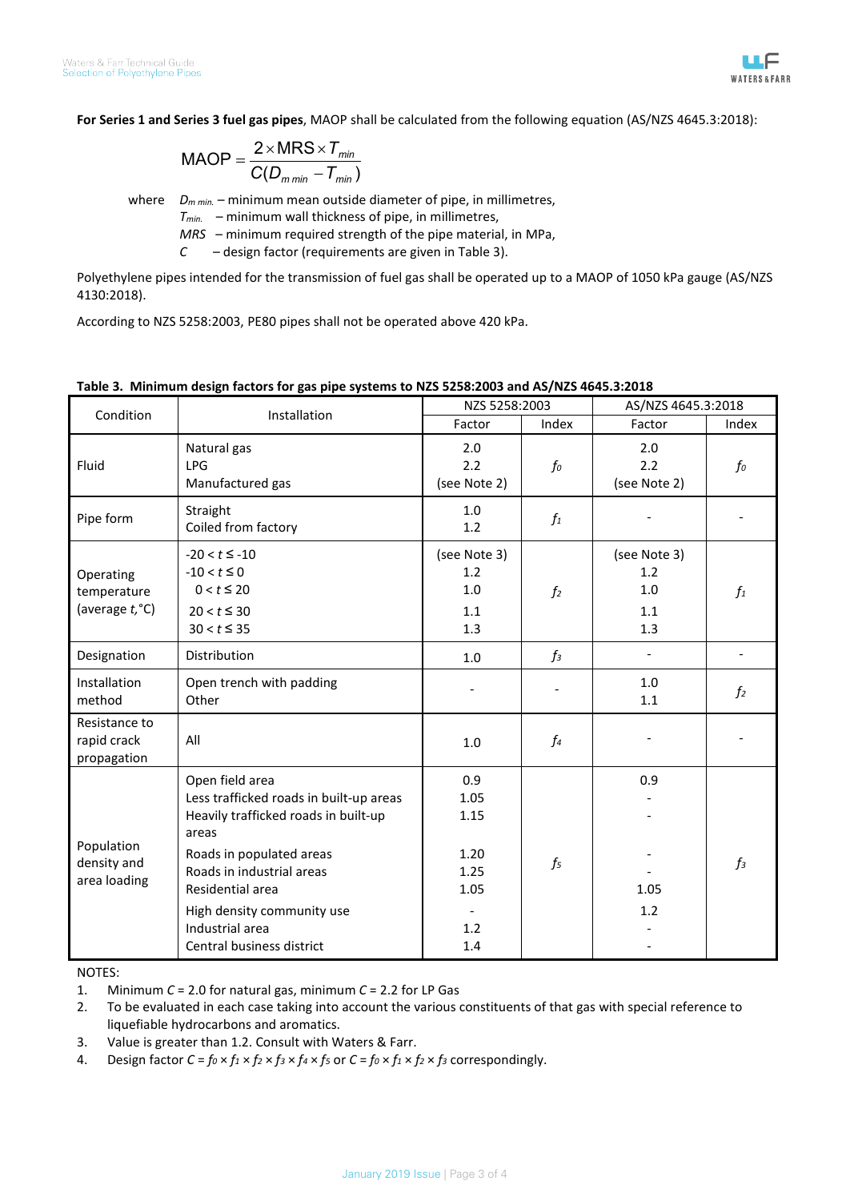**For Series 1 and Series 3 fuel gas pipes**, MAOP shall be calculated from the following equation (AS/NZS 4645.3:2018):

$$\text{MAOP} = \frac{2 \times \text{MRS} \times T_{min}}{C(D_{m\,min} - T_{min})}$$

where $D_{m\,min.}$ – minimum mean outside diameter of pipe, in millimetres,
$T_{min.}$ – minimum wall thickness of pipe, in millimetres,
*MRS* – minimum required strength of the pipe material, in MPa,
*C* – design factor (requirements are given in Table 3).

Polyethylene pipes intended for the transmission of fuel gas shall be operated up to a MAOP of 1050 kPa gauge (AS/NZS 4130:2018).

According to NZS 5258:2003, PE80 pipes shall not be operated above 420 kPa.

**Table 3. Minimum design factors for gas pipe systems to NZS 5258:2003 and AS/NZS 4645.3:2018**

| Condition | Installation | NZS 5258:2003 | | AS/NZS 4645.3:2018 | |
|---|---|---|---|---|---|
| | | Factor | Index | Factor | Index |
| Fluid | Natural gas<br>LPG<br>Manufactured gas | 2.0<br>2.2<br>(see Note 2) | $f_0$ | 2.0<br>2.2<br>(see Note 2) | $f_0$ |
| Pipe form | Straight<br>Coiled from factory | 1.0<br>1.2 | $f_1$ | - | - |
| Operating temperature (average $t$,°C) | $-20 < t \leq -10$<br>$-10 < t \leq 0$<br>$0 < t \leq 20$<br>$20 < t \leq 30$<br>$30 < t \leq 35$ | (see Note 3)<br>1.2<br>1.0<br>1.1<br>1.3 | $f_2$ | (see Note 3)<br>1.2<br>1.0<br>1.1<br>1.3 | $f_1$ |
| Designation | Distribution | 1.0 | $f_3$ | - | - |
| Installation method | Open trench with padding<br>Other | - | - | 1.0<br>1.1 | $f_2$ |
| Resistance to rapid crack propagation | All | 1.0 | $f_4$ | - | - |
| Population density and area loading | Open field area<br>Less trafficked roads in built-up areas<br>Heavily trafficked roads in built-up areas<br>Roads in populated areas<br>Roads in industrial areas<br>Residential area<br>High density community use<br>Industrial area<br>Central business district | 0.9<br>1.05<br>1.15<br>1.20<br>1.25<br>1.05<br>-<br>1.2<br>1.4 | $f_5$ | 0.9<br>-<br>-<br>-<br>-<br>1.05<br>1.2<br>-<br>- | $f_3$ |

NOTES:

1. Minimum $C = 2.0$ for natural gas, minimum $C = 2.2$ for LP Gas
2. To be evaluated in each case taking into account the various constituents of that gas with special reference to liquefiable hydrocarbons and aromatics.
3. Value is greater than 1.2. Consult with Waters & Farr.
4. Design factor $C = f_0 \times f_1 \times f_2 \times f_3 \times f_4 \times f_5$ or $C = f_0 \times f_1 \times f_2 \times f_3$ correspondingly.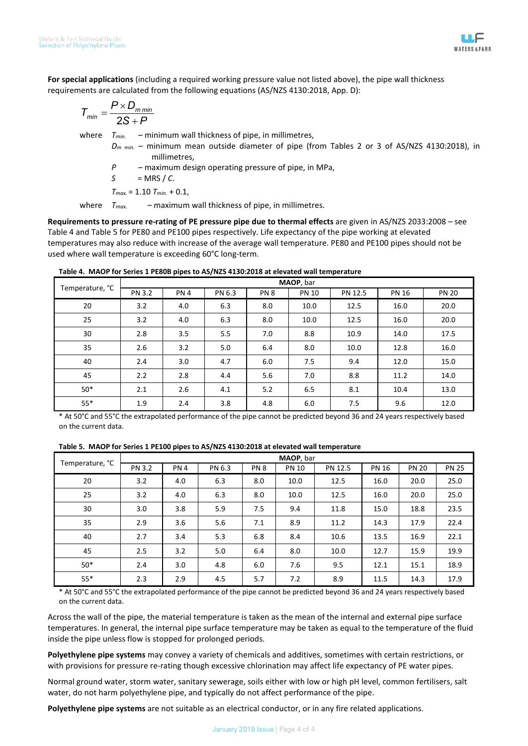**For special applications** (including a required working pressure value not listed above), the pipe wall thickness requirements are calculated from the following equations (AS/NZS 4130:2018, App. D):

$$T_{min} = \frac{P \times D_{m\,min}}{2S + P}$$

where $T_{min.}$ – minimum wall thickness of pipe, in millimetres,

$D_{m\ min.}$ – minimum mean outside diameter of pipe (from Tables 2 or 3 of AS/NZS 4130:2018), in millimetres,

$P$ – maximum design operating pressure of pipe, in MPa,

$S$ = MRS / $C$.

$T_{max.} = 1.10\ T_{min.} + 0.1$,

where $T_{max.}$ – maximum wall thickness of pipe, in millimetres.

**Requirements to pressure re-rating of PE pressure pipe due to thermal effects** are given in AS/NZS 2033:2008 – see Table 4 and Table 5 for PE80 and PE100 pipes respectively. Life expectancy of the pipe working at elevated temperatures may also reduce with increase of the average wall temperature. PE80 and PE100 pipes should not be used where wall temperature is exceeding 60°C long-term.

**Table 4. MAOP for Series 1 PE80B pipes to AS/NZS 4130:2018 at elevated wall temperature**

| Temperature, °C | MAOP, bar | | | | | | | |
|---|---|---|---|---|---|---|---|---|
| | PN 3.2 | PN 4 | PN 6.3 | PN 8 | PN 10 | PN 12.5 | PN 16 | PN 20 |
| 20 | 3.2 | 4.0 | 6.3 | 8.0 | 10.0 | 12.5 | 16.0 | 20.0 |
| 25 | 3.2 | 4.0 | 6.3 | 8.0 | 10.0 | 12.5 | 16.0 | 20.0 |
| 30 | 2.8 | 3.5 | 5.5 | 7.0 | 8.8 | 10.9 | 14.0 | 17.5 |
| 35 | 2.6 | 3.2 | 5.0 | 6.4 | 8.0 | 10.0 | 12.8 | 16.0 |
| 40 | 2.4 | 3.0 | 4.7 | 6.0 | 7.5 | 9.4 | 12.0 | 15.0 |
| 45 | 2.2 | 2.8 | 4.4 | 5.6 | 7.0 | 8.8 | 11.2 | 14.0 |
| 50* | 2.1 | 2.6 | 4.1 | 5.2 | 6.5 | 8.1 | 10.4 | 13.0 |
| 55* | 1.9 | 2.4 | 3.8 | 4.8 | 6.0 | 7.5 | 9.6 | 12.0 |

\* At 50°C and 55°C the extrapolated performance of the pipe cannot be predicted beyond 36 and 24 years respectively based on the current data.

**Table 5. MAOP for Series 1 PE100 pipes to AS/NZS 4130:2018 at elevated wall temperature**

| Temperature, °C | MAOP, bar | | | | | | | | |
|---|---|---|---|---|---|---|---|---|---|
| | PN 3.2 | PN 4 | PN 6.3 | PN 8 | PN 10 | PN 12.5 | PN 16 | PN 20 | PN 25 |
| 20 | 3.2 | 4.0 | 6.3 | 8.0 | 10.0 | 12.5 | 16.0 | 20.0 | 25.0 |
| 25 | 3.2 | 4.0 | 6.3 | 8.0 | 10.0 | 12.5 | 16.0 | 20.0 | 25.0 |
| 30 | 3.0 | 3.8 | 5.9 | 7.5 | 9.4 | 11.8 | 15.0 | 18.8 | 23.5 |
| 35 | 2.9 | 3.6 | 5.6 | 7.1 | 8.9 | 11.2 | 14.3 | 17.9 | 22.4 |
| 40 | 2.7 | 3.4 | 5.3 | 6.8 | 8.4 | 10.6 | 13.5 | 16.9 | 22.1 |
| 45 | 2.5 | 3.2 | 5.0 | 6.4 | 8.0 | 10.0 | 12.7 | 15.9 | 19.9 |
| 50* | 2.4 | 3.0 | 4.8 | 6.0 | 7.6 | 9.5 | 12.1 | 15.1 | 18.9 |
| 55* | 2.3 | 2.9 | 4.5 | 5.7 | 7.2 | 8.9 | 11.5 | 14.3 | 17.9 |

\* At 50°C and 55°C the extrapolated performance of the pipe cannot be predicted beyond 36 and 24 years respectively based on the current data.

Across the wall of the pipe, the material temperature is taken as the mean of the internal and external pipe surface temperatures. In general, the internal pipe surface temperature may be taken as equal to the temperature of the fluid inside the pipe unless flow is stopped for prolonged periods.

**Polyethylene pipe systems** may convey a variety of chemicals and additives, sometimes with certain restrictions, or with provisions for pressure re-rating though excessive chlorination may affect life expectancy of PE water pipes.

Normal ground water, storm water, sanitary sewerage, soils either with low or high pH level, common fertilisers, salt water, do not harm polyethylene pipe, and typically do not affect performance of the pipe.

**Polyethylene pipe systems** are not suitable as an electrical conductor, or in any fire related applications.